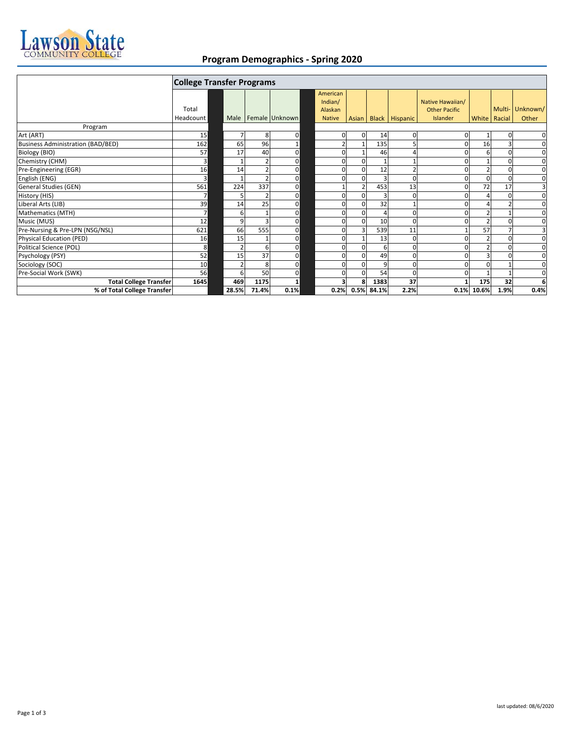# Program Demographics - Spring 2020

| Program | Total Headcount | Male | Female | Unknown | American Indian/ Alaskan Native | Asian | Black | Hispanic | Native Hawaiian/ Other Pacific Islander | White | Multi-Racial | Unknown/ Other |
|---|---|---|---|---|---|---|---|---|---|---|---|---|
| **College Transfer Programs** | | | | | | | | | | | | |
| Art (ART) | 15 | 7 | 8 | 0 | 0 | 0 | 14 | 0 | 0 | 1 | 0 | 0 |
| Business Administration (BAD/BED) | 162 | 65 | 96 | 1 | 2 | 1 | 135 | 5 | 0 | 16 | 3 | 0 |
| Biology (BIO) | 57 | 17 | 40 | 0 | 0 | 1 | 46 | 4 | 0 | 6 | 0 | 0 |
| Chemistry (CHM) | 3 | 1 | 2 | 0 | 0 | 0 | 1 | 1 | 0 | 1 | 0 | 0 |
| Pre-Engineering (EGR) | 16 | 14 | 2 | 0 | 0 | 0 | 12 | 2 | 0 | 2 | 0 | 0 |
| English (ENG) | 3 | 1 | 2 | 0 | 0 | 0 | 3 | 0 | 0 | 0 | 0 | 0 |
| General Studies (GEN) | 561 | 224 | 337 | 0 | 1 | 2 | 453 | 13 | 0 | 72 | 17 | 3 |
| History (HIS) | 7 | 5 | 2 | 0 | 0 | 0 | 3 | 0 | 0 | 4 | 0 | 0 |
| Liberal Arts (LIB) | 39 | 14 | 25 | 0 | 0 | 0 | 32 | 1 | 0 | 4 | 2 | 0 |
| Mathematics (MTH) | 7 | 6 | 1 | 0 | 0 | 0 | 4 | 0 | 0 | 2 | 1 | 0 |
| Music (MUS) | 12 | 9 | 3 | 0 | 0 | 0 | 10 | 0 | 0 | 2 | 0 | 0 |
| Pre-Nursing & Pre-LPN (NSG/NSL) | 621 | 66 | 555 | 0 | 0 | 3 | 539 | 11 | 1 | 57 | 7 | 3 |
| Physical Education (PED) | 16 | 15 | 1 | 0 | 0 | 1 | 13 | 0 | 0 | 2 | 0 | 0 |
| Political Science (POL) | 8 | 2 | 6 | 0 | 0 | 0 | 6 | 0 | 0 | 2 | 0 | 0 |
| Psychology (PSY) | 52 | 15 | 37 | 0 | 0 | 0 | 49 | 0 | 0 | 3 | 0 | 0 |
| Sociology (SOC) | 10 | 2 | 8 | 0 | 0 | 0 | 9 | 0 | 0 | 0 | 1 | 0 |
| Pre-Social Work (SWK) | 56 | 6 | 50 | 0 | 0 | 0 | 54 | 0 | 0 | 1 | 1 | 0 |
| **Total College Transfer** | **1645** | **469** | **1175** | **1** | **3** | **8** | **1383** | **37** | **1** | **175** | **32** | **6** |
| **% of Total College Transfer** | | **28.5%** | **71.4%** | **0.1%** | **0.2%** | **0.5%** | **84.1%** | **2.2%** | **0.1%** | **10.6%** | **1.9%** | **0.4%** |

last updated: 08/6/2020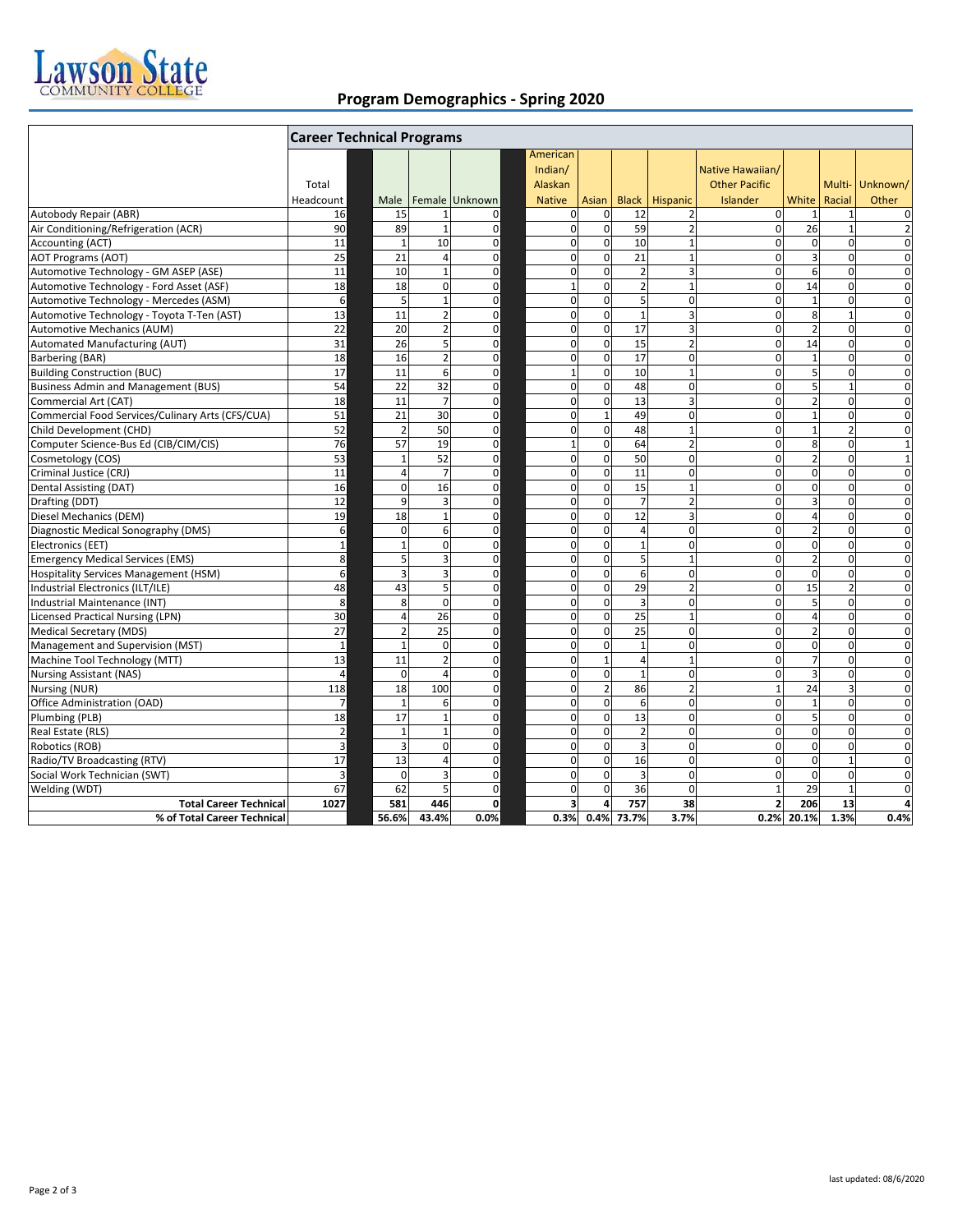# Program Demographics - Spring 2020

| | Career Technical Programs | | | | | | | | | | | |
|---|---|---|---|---|---|---|---|---|---|---|---|---|
| | Total Headcount | Male | Female | Unknown | American Indian/ Alaskan Native | Asian | Black | Hispanic | Native Hawaiian/ Other Pacific Islander | White | Multi-Racial | Unknown/ Other |
| Autobody Repair (ABR) | 16 | 15 | 1 | 0 | 0 | 0 | 12 | 2 | 0 | 1 | 1 | 0 |
| Air Conditioning/Refrigeration (ACR) | 90 | 89 | 1 | 0 | 0 | 0 | 59 | 2 | 0 | 26 | 1 | 2 |
| Accounting (ACT) | 11 | 1 | 10 | 0 | 0 | 0 | 10 | 1 | 0 | 0 | 0 | 0 |
| AOT Programs (AOT) | 25 | 21 | 4 | 0 | 0 | 0 | 21 | 1 | 0 | 3 | 0 | 0 |
| Automotive Technology - GM ASEP (ASE) | 11 | 10 | 1 | 0 | 0 | 0 | 2 | 3 | 0 | 6 | 0 | 0 |
| Automotive Technology - Ford Asset (ASF) | 18 | 18 | 0 | 0 | 1 | 0 | 2 | 1 | 0 | 14 | 0 | 0 |
| Automotive Technology - Mercedes (ASM) | 6 | 5 | 1 | 0 | 0 | 0 | 5 | 0 | 0 | 1 | 0 | 0 |
| Automotive Technology - Toyota T-Ten (AST) | 13 | 11 | 2 | 0 | 0 | 0 | 1 | 3 | 0 | 8 | 1 | 0 |
| Automotive Mechanics (AUM) | 22 | 20 | 2 | 0 | 0 | 0 | 17 | 3 | 0 | 2 | 0 | 0 |
| Automated Manufacturing (AUT) | 31 | 26 | 5 | 0 | 0 | 0 | 15 | 2 | 0 | 14 | 0 | 0 |
| Barbering (BAR) | 18 | 16 | 2 | 0 | 0 | 0 | 17 | 0 | 0 | 1 | 0 | 0 |
| Building Construction (BUC) | 17 | 11 | 6 | 0 | 1 | 0 | 10 | 1 | 0 | 5 | 0 | 0 |
| Business Admin and Management (BUS) | 54 | 22 | 32 | 0 | 0 | 0 | 48 | 0 | 0 | 5 | 1 | 0 |
| Commercial Art (CAT) | 18 | 11 | 7 | 0 | 0 | 0 | 13 | 3 | 0 | 2 | 0 | 0 |
| Commercial Food Services/Culinary Arts (CFS/CUA) | 51 | 21 | 30 | 0 | 0 | 1 | 49 | 0 | 0 | 1 | 0 | 0 |
| Child Development (CHD) | 52 | 2 | 50 | 0 | 0 | 0 | 48 | 1 | 0 | 1 | 2 | 0 |
| Computer Science-Bus Ed (CIB/CIM/CIS) | 76 | 57 | 19 | 0 | 1 | 0 | 64 | 2 | 0 | 8 | 0 | 1 |
| Cosmetology (COS) | 53 | 1 | 52 | 0 | 0 | 0 | 50 | 0 | 0 | 2 | 0 | 1 |
| Criminal Justice (CRJ) | 11 | 4 | 7 | 0 | 0 | 0 | 11 | 0 | 0 | 0 | 0 | 0 |
| Dental Assisting (DAT) | 16 | 0 | 16 | 0 | 0 | 0 | 15 | 1 | 0 | 0 | 0 | 0 |
| Drafting (DDT) | 12 | 9 | 3 | 0 | 0 | 0 | 7 | 2 | 0 | 3 | 0 | 0 |
| Diesel Mechanics (DEM) | 19 | 18 | 1 | 0 | 0 | 0 | 12 | 3 | 0 | 4 | 0 | 0 |
| Diagnostic Medical Sonography (DMS) | 6 | 0 | 6 | 0 | 0 | 0 | 4 | 0 | 0 | 2 | 0 | 0 |
| Electronics (EET) | 1 | 1 | 0 | 0 | 0 | 0 | 1 | 0 | 0 | 0 | 0 | 0 |
| Emergency Medical Services (EMS) | 8 | 5 | 3 | 0 | 0 | 0 | 5 | 1 | 0 | 2 | 0 | 0 |
| Hospitality Services Management (HSM) | 6 | 3 | 3 | 0 | 0 | 0 | 6 | 0 | 0 | 0 | 0 | 0 |
| Industrial Electronics (ILT/ILE) | 48 | 43 | 5 | 0 | 0 | 0 | 29 | 2 | 0 | 15 | 2 | 0 |
| Industrial Maintenance (INT) | 8 | 8 | 0 | 0 | 0 | 0 | 3 | 0 | 0 | 5 | 0 | 0 |
| Licensed Practical Nursing (LPN) | 30 | 4 | 26 | 0 | 0 | 0 | 25 | 1 | 0 | 4 | 0 | 0 |
| Medical Secretary (MDS) | 27 | 2 | 25 | 0 | 0 | 0 | 25 | 0 | 0 | 2 | 0 | 0 |
| Management and Supervision (MST) | 1 | 1 | 0 | 0 | 0 | 0 | 1 | 0 | 0 | 0 | 0 | 0 |
| Machine Tool Technology (MTT) | 13 | 11 | 2 | 0 | 0 | 1 | 4 | 1 | 0 | 7 | 0 | 0 |
| Nursing Assistant (NAS) | 4 | 0 | 4 | 0 | 0 | 0 | 1 | 0 | 0 | 3 | 0 | 0 |
| Nursing (NUR) | 118 | 18 | 100 | 0 | 0 | 2 | 86 | 2 | 1 | 24 | 3 | 0 |
| Office Administration (OAD) | 7 | 1 | 6 | 0 | 0 | 0 | 6 | 0 | 0 | 1 | 0 | 0 |
| Plumbing (PLB) | 18 | 17 | 1 | 0 | 0 | 0 | 13 | 0 | 0 | 5 | 0 | 0 |
| Real Estate (RLS) | 2 | 1 | 1 | 0 | 0 | 0 | 2 | 0 | 0 | 0 | 0 | 0 |
| Robotics (ROB) | 3 | 3 | 0 | 0 | 0 | 0 | 3 | 0 | 0 | 0 | 0 | 0 |
| Radio/TV Broadcasting (RTV) | 17 | 13 | 4 | 0 | 0 | 0 | 16 | 0 | 0 | 0 | 1 | 0 |
| Social Work Technician (SWT) | 3 | 0 | 3 | 0 | 0 | 0 | 3 | 0 | 0 | 0 | 0 | 0 |
| Welding (WDT) | 67 | 62 | 5 | 0 | 0 | 0 | 36 | 0 | 1 | 29 | 1 | 0 |
| **Total Career Technical** | **1027** | **581** | **446** | **0** | **3** | **4** | **757** | **38** | **2** | **206** | **13** | **4** |
| **% of Total Career Technical** | | **56.6%** | **43.4%** | **0.0%** | **0.3%** | **0.4%** | **73.7%** | **3.7%** | **0.2%** | **20.1%** | **1.3%** | **0.4%** |

last updated: 08/6/2020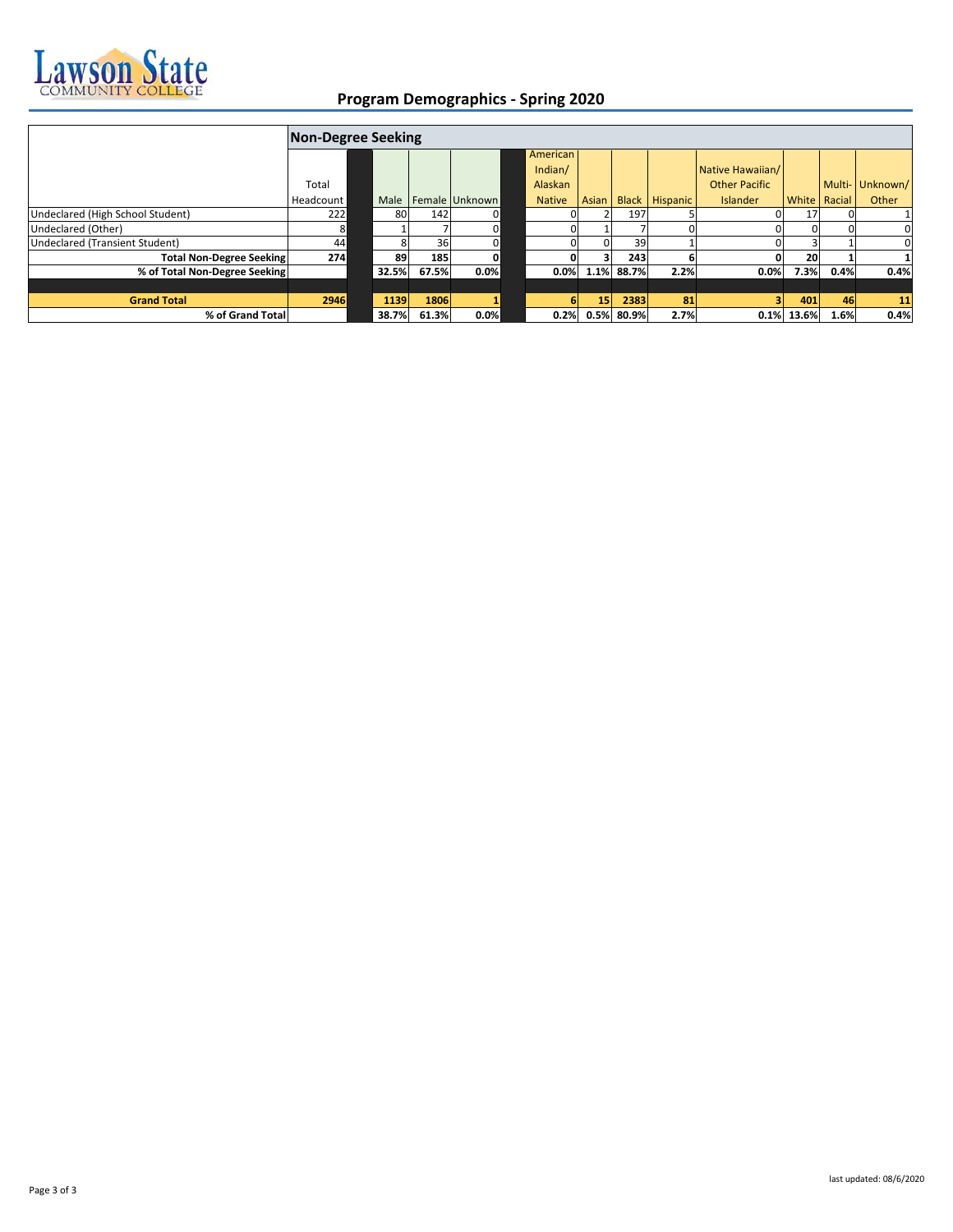# Lawson State Community College

## Program Demographics - Spring 2020

| | Non-Degree Seeking | | | | | | | | | | | | |
|---|---|---|---|---|---|---|---|---|---|---|---|---|---|
| | Total Headcount | Male | Female | Unknown | American Indian/ Alaskan Native | Asian | Black | Hispanic | Native Hawaiian/ Other Pacific Islander | White | Multi-Racial | Unknown/ Other |
| Undeclared (High School Student) | 222 | 80 | 142 | 0 | 0 | 2 | 197 | 5 | 0 | 17 | 0 | 1 |
| Undeclared (Other) | 8 | 1 | 7 | 0 | 0 | 1 | 7 | 0 | 0 | 0 | 0 | 0 |
| Undeclared (Transient Student) | 44 | 8 | 36 | 0 | 0 | 0 | 39 | 1 | 0 | 3 | 1 | 0 |
| **Total Non-Degree Seeking** | **274** | **89** | **185** | **0** | **0** | **3** | **243** | **6** | **0** | **20** | **1** | **1** |
| **% of Total Non-Degree Seeking** | | **32.5%** | **67.5%** | **0.0%** | **0.0%** | **1.1%** | **88.7%** | **2.2%** | **0.0%** | **7.3%** | **0.4%** | **0.4%** |
| **Grand Total** | **2946** | **1139** | **1806** | **1** | **6** | **15** | **2383** | **81** | **3** | **401** | **46** | **11** |
| **% of Grand Total** | | **38.7%** | **61.3%** | **0.0%** | **0.2%** | **0.5%** | **80.9%** | **2.7%** | **0.1%** | **13.6%** | **1.6%** | **0.4%** |

last updated: 08/6/2020